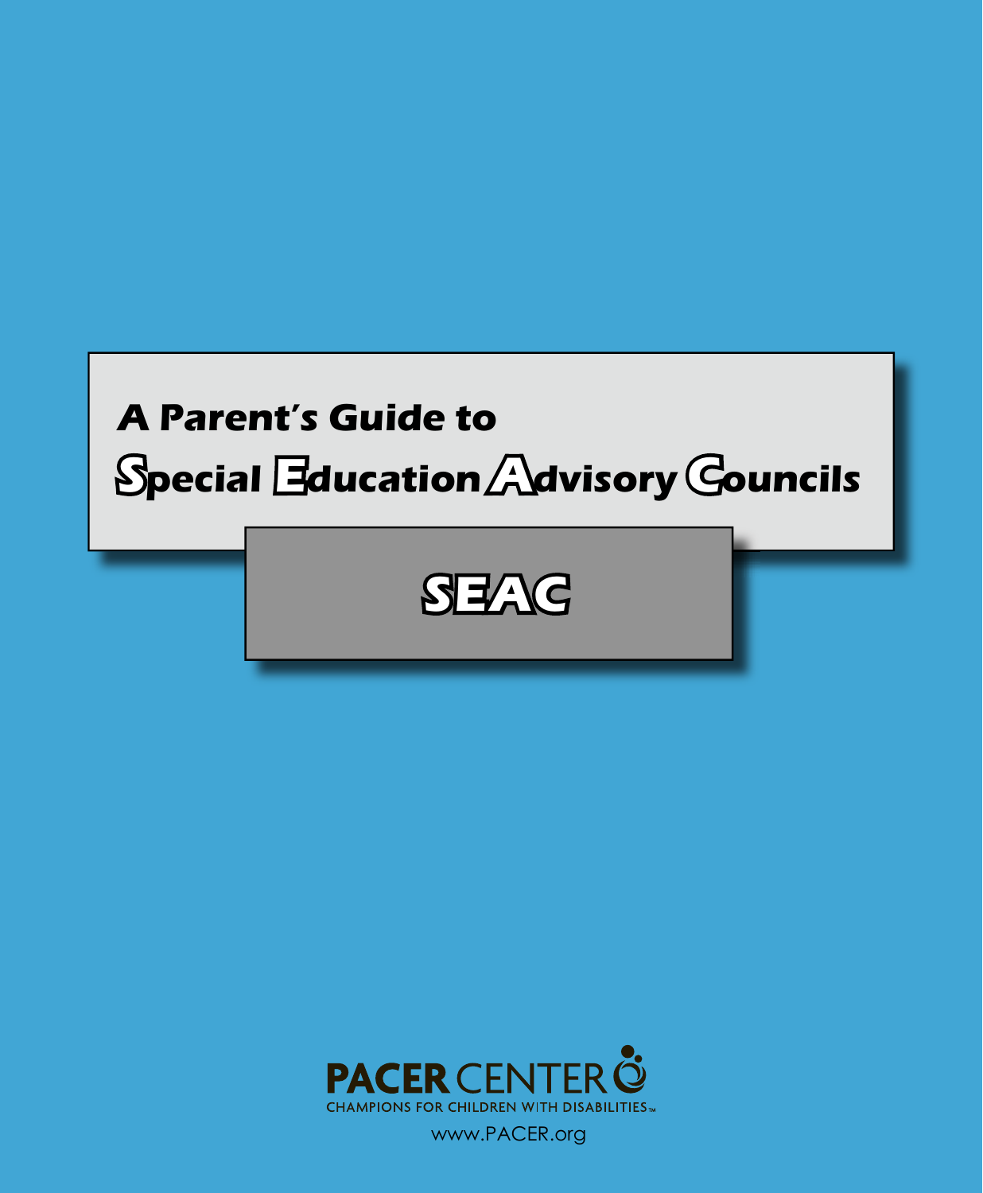# A Parent's Guide to Special Education Advisory Councils

## SEAC

PACER CENTER

CHAMPIONS FOR CHILDREN WITH DISABILITIES™

www.PACER.org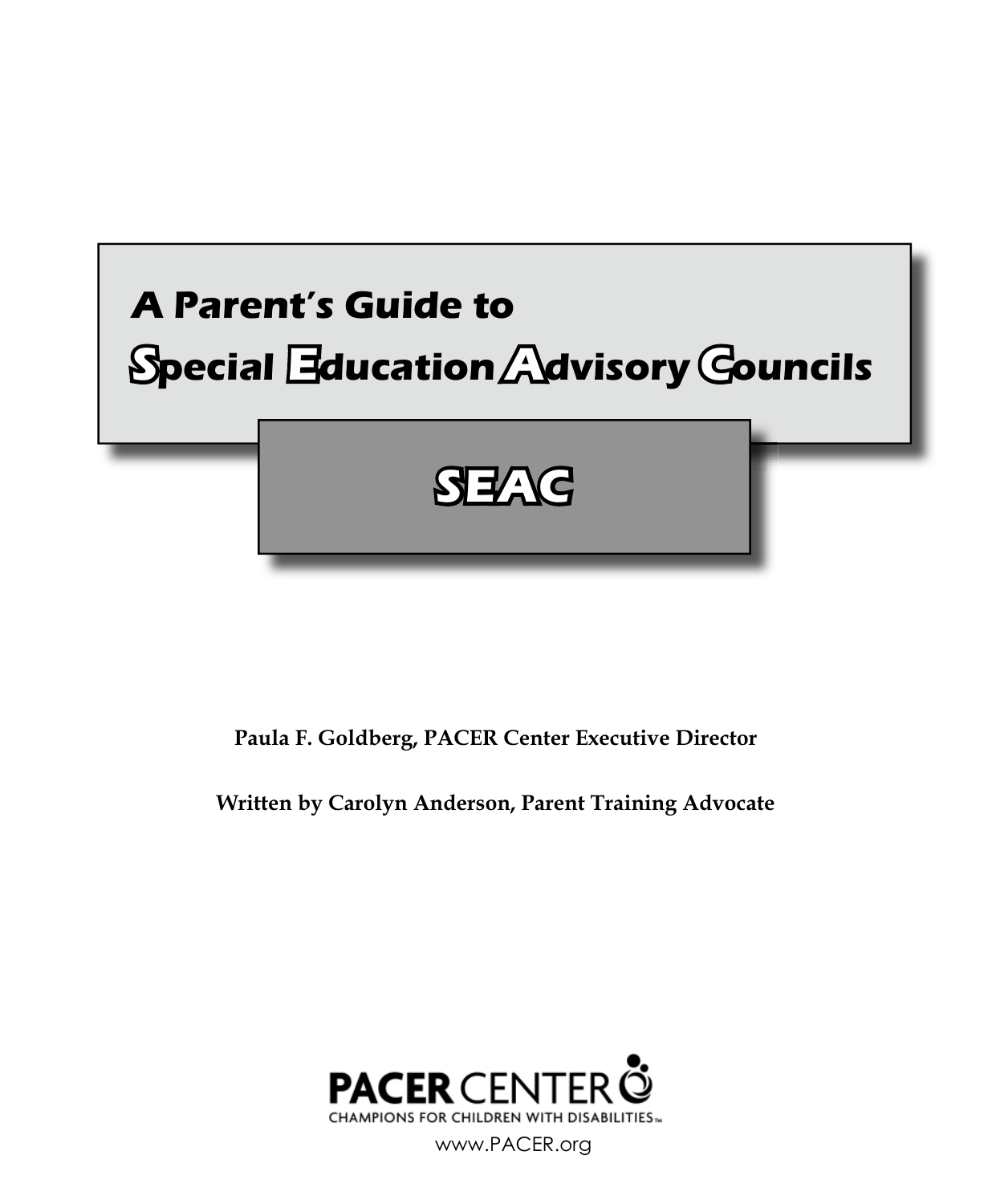# A Parent's Guide to Special Education Advisory Councils

## SEAC

**Paula F. Goldberg, PACER Center Executive Director**

**Written by Carolyn Anderson, Parent Training Advocate**

PACER CENTER

CHAMPIONS FOR CHILDREN WITH DISABILITIES™

www.PACER.org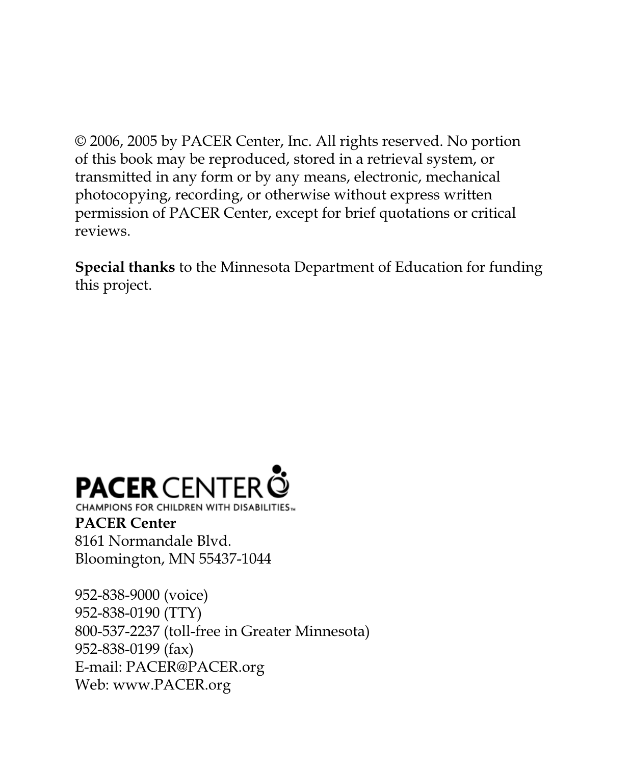© 2006, 2005 by PACER Center, Inc. All rights reserved. No portion of this book may be reproduced, stored in a retrieval system, or transmitted in any form or by any means, electronic, mechanical photocopying, recording, or otherwise without express written permission of PACER Center, except for brief quotations or critical reviews.

**Special thanks** to the Minnesota Department of Education for funding this project.

PACER CENTER
CHAMPIONS FOR CHILDREN WITH DISABILITIES™

**PACER Center**
8161 Normandale Blvd.
Bloomington, MN 55437-1044

952-838-9000 (voice)
952-838-0190 (TTY)
800-537-2237 (toll-free in Greater Minnesota)
952-838-0199 (fax)
E-mail: PACER@PACER.org
Web: www.PACER.org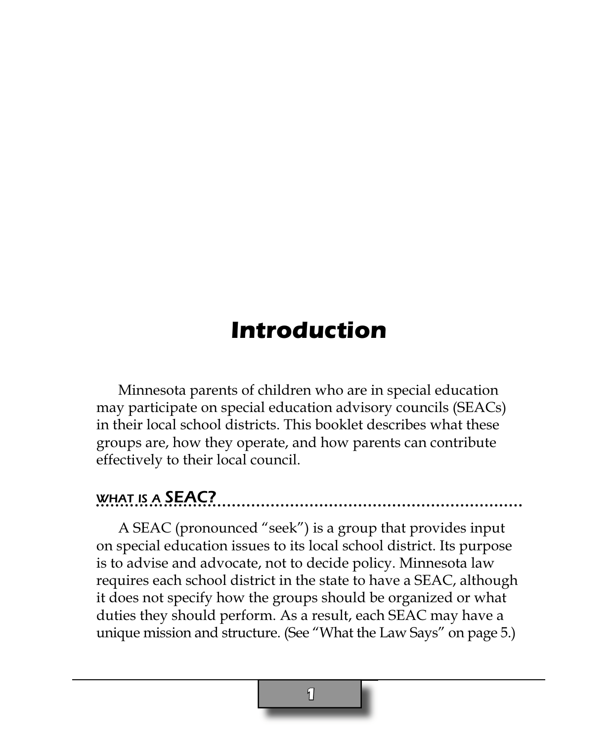# Introduction

Minnesota parents of children who are in special education may participate on special education advisory councils (SEACs) in their local school districts. This booklet describes what these groups are, how they operate, and how parents can contribute effectively to their local council.

## WHAT IS A SEAC?

A SEAC (pronounced "seek") is a group that provides input on special education issues to its local school district. Its purpose is to advise and advocate, not to decide policy. Minnesota law requires each school district in the state to have a SEAC, although it does not specify how the groups should be organized or what duties they should perform. As a result, each SEAC may have a unique mission and structure. (See "What the Law Says" on page 5.)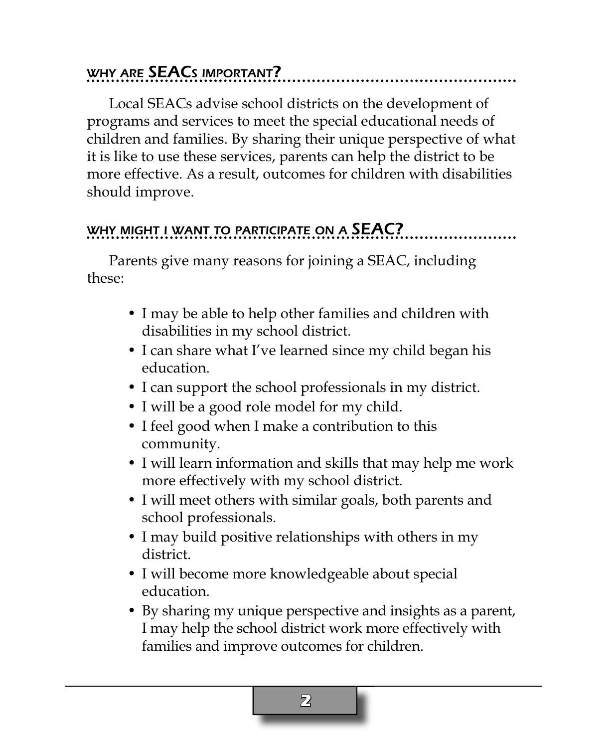## Why are SEACs important?

Local SEACs advise school districts on the development of programs and services to meet the special educational needs of children and families. By sharing their unique perspective of what it is like to use these services, parents can help the district to be more effective. As a result, outcomes for children with disabilities should improve.

## Why might I want to participate on a SEAC?

Parents give many reasons for joining a SEAC, including these:

- I may be able to help other families and children with disabilities in my school district.
- I can share what I've learned since my child began his education.
- I can support the school professionals in my district.
- I will be a good role model for my child.
- I feel good when I make a contribution to this community.
- I will learn information and skills that may help me work more effectively with my school district.
- I will meet others with similar goals, both parents and school professionals.
- I may build positive relationships with others in my district.
- I will become more knowledgeable about special education.
- By sharing my unique perspective and insights as a parent, I may help the school district work more effectively with families and improve outcomes for children.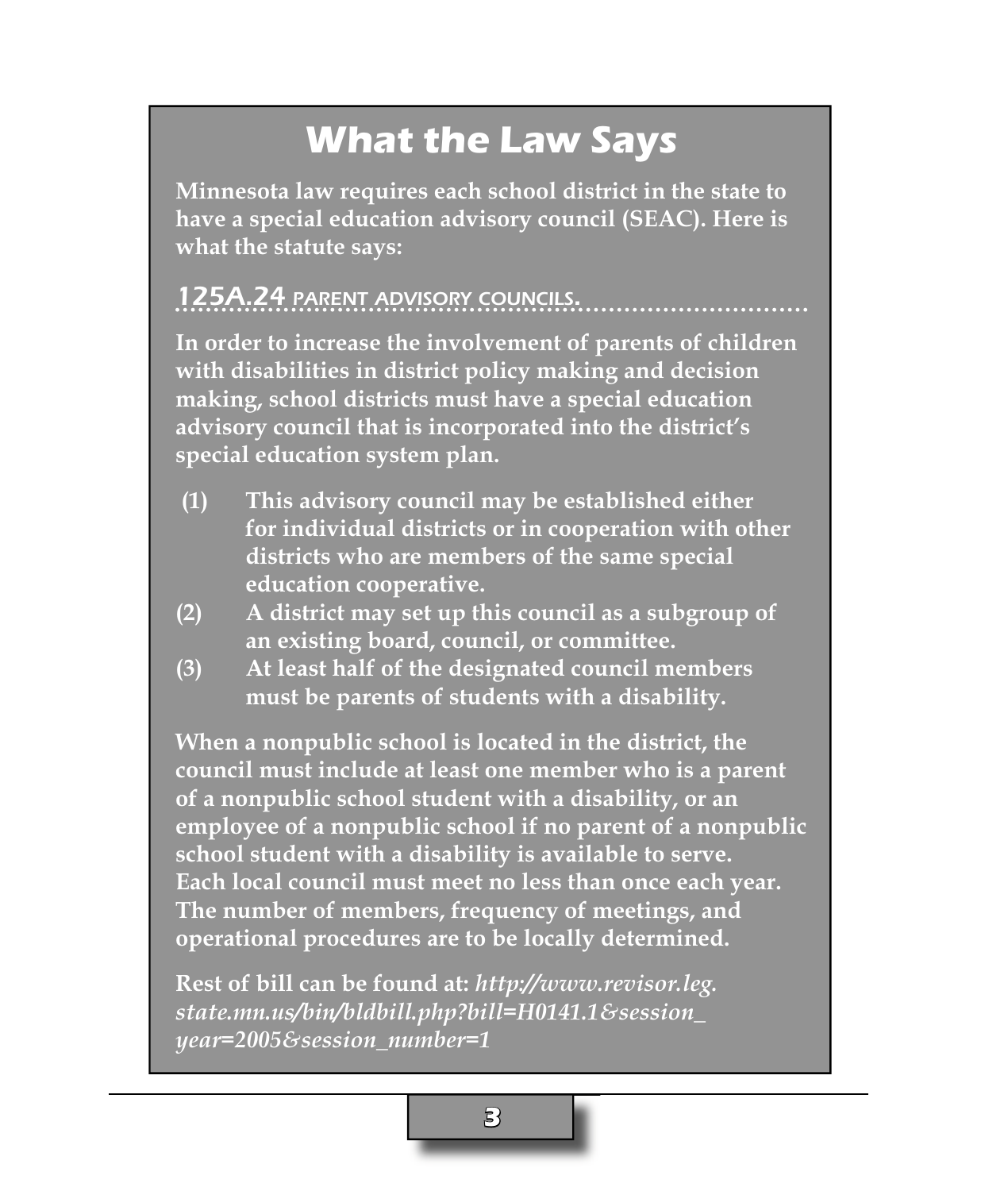# What the Law Says

**Minnesota law requires each school district in the state to have a special education advisory council (SEAC). Here is what the statute says:**

## 125A.24 PARENT ADVISORY COUNCILS.

**In order to increase the involvement of parents of children with disabilities in district policy making and decision making, school districts must have a special education advisory council that is incorporated into the district's special education system plan.**

**(1) This advisory council may be established either for individual districts or in cooperation with other districts who are members of the same special education cooperative.**

**(2) A district may set up this council as a subgroup of an existing board, council, or committee.**

**(3) At least half of the designated council members must be parents of students with a disability.**

**When a nonpublic school is located in the district, the council must include at least one member who is a parent of a nonpublic school student with a disability, or an employee of a nonpublic school if no parent of a nonpublic school student with a disability is available to serve. Each local council must meet no less than once each year. The number of members, frequency of meetings, and operational procedures are to be locally determined.**

**Rest of bill can be found at:** ***http://www.revisor.leg.state.mn.us/bin/bldbill.php?bill=H0141.1&session_year=2005&session_number=1***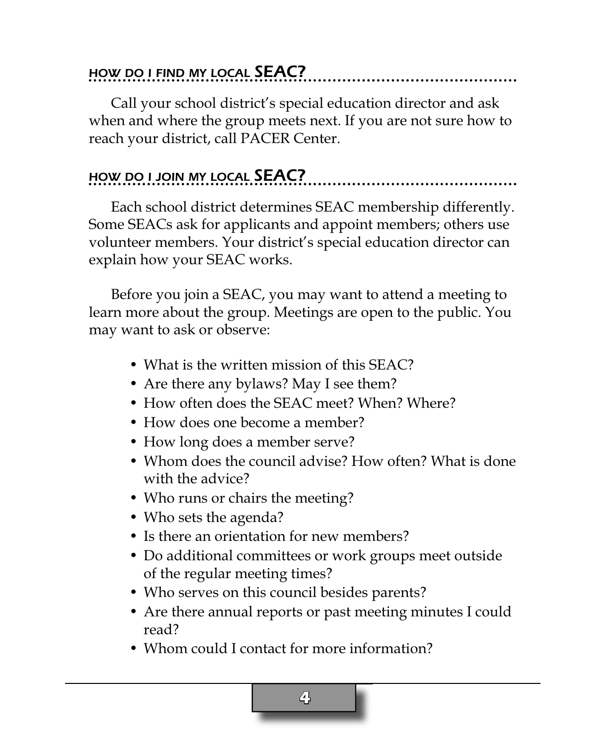## HOW DO I FIND MY LOCAL SEAC?

Call your school district's special education director and ask when and where the group meets next. If you are not sure how to reach your district, call PACER Center.

## HOW DO I JOIN MY LOCAL SEAC?

Each school district determines SEAC membership differently. Some SEACs ask for applicants and appoint members; others use volunteer members. Your district's special education director can explain how your SEAC works.

Before you join a SEAC, you may want to attend a meeting to learn more about the group. Meetings are open to the public. You may want to ask or observe:

- What is the written mission of this SEAC?
- Are there any bylaws? May I see them?
- How often does the SEAC meet? When? Where?
- How does one become a member?
- How long does a member serve?
- Whom does the council advise? How often? What is done with the advice?
- Who runs or chairs the meeting?
- Who sets the agenda?
- Is there an orientation for new members?
- Do additional committees or work groups meet outside of the regular meeting times?
- Who serves on this council besides parents?
- Are there annual reports or past meeting minutes I could read?
- Whom could I contact for more information?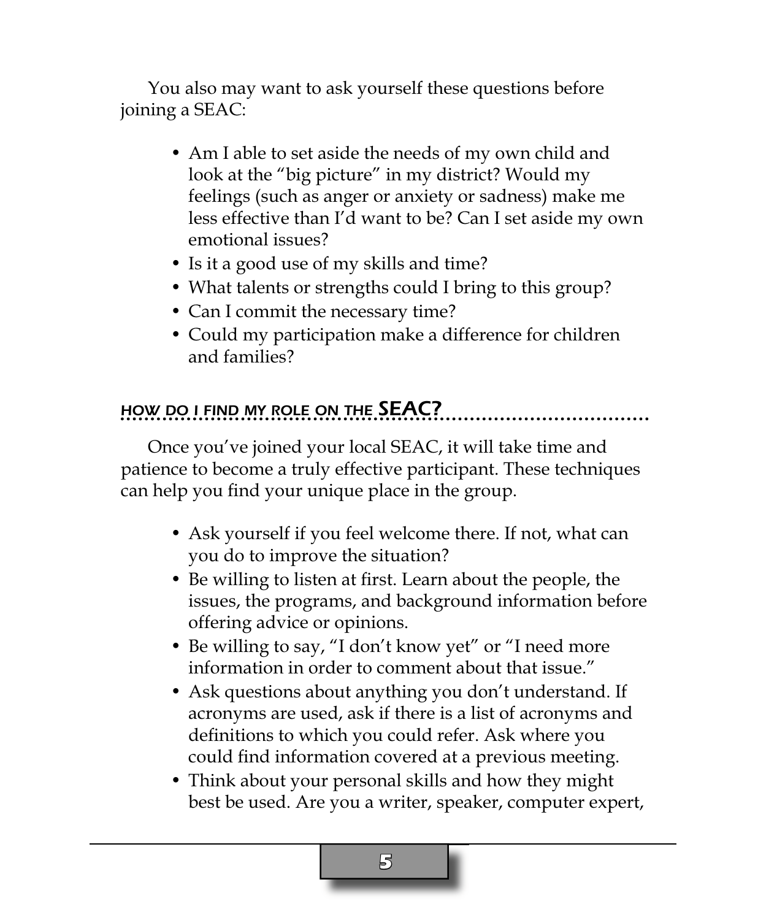You also may want to ask yourself these questions before joining a SEAC:

- Am I able to set aside the needs of my own child and look at the "big picture" in my district? Would my feelings (such as anger or anxiety or sadness) make me less effective than I'd want to be? Can I set aside my own emotional issues?
- Is it a good use of my skills and time?
- What talents or strengths could I bring to this group?
- Can I commit the necessary time?
- Could my participation make a difference for children and families?

## *HOW DO I FIND MY ROLE ON THE SEAC?*

Once you've joined your local SEAC, it will take time and patience to become a truly effective participant. These techniques can help you find your unique place in the group.

- Ask yourself if you feel welcome there. If not, what can you do to improve the situation?
- Be willing to listen at first. Learn about the people, the issues, the programs, and background information before offering advice or opinions.
- Be willing to say, "I don't know yet" or "I need more information in order to comment about that issue."
- Ask questions about anything you don't understand. If acronyms are used, ask if there is a list of acronyms and definitions to which you could refer. Ask where you could find information covered at a previous meeting.
- Think about your personal skills and how they might best be used. Are you a writer, speaker, computer expert,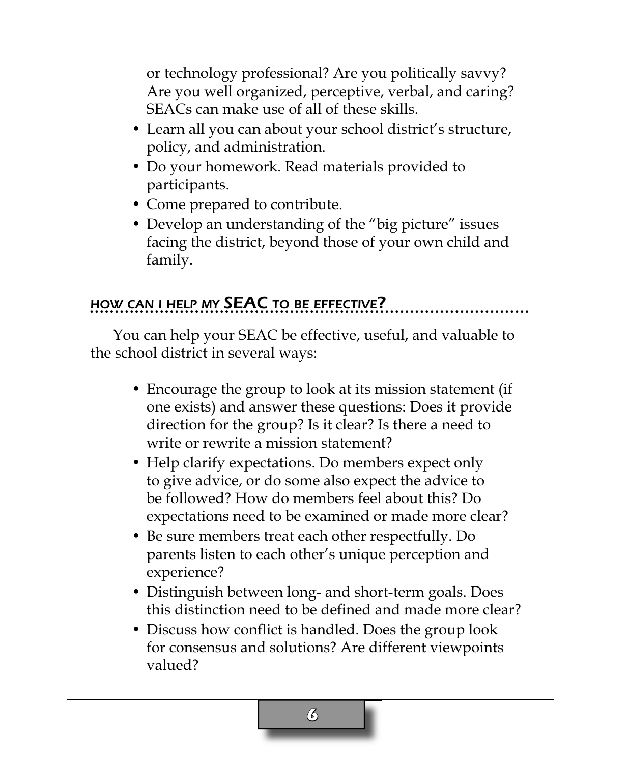or technology professional? Are you politically savvy? Are you well organized, perceptive, verbal, and caring? SEACs can make use of all of these skills.

- Learn all you can about your school district's structure, policy, and administration.
- Do your homework. Read materials provided to participants.
- Come prepared to contribute.
- Develop an understanding of the "big picture" issues facing the district, beyond those of your own child and family.

## How can I help my SEAC to be effective?

You can help your SEAC be effective, useful, and valuable to the school district in several ways:

- Encourage the group to look at its mission statement (if one exists) and answer these questions: Does it provide direction for the group? Is it clear? Is there a need to write or rewrite a mission statement?
- Help clarify expectations. Do members expect only to give advice, or do some also expect the advice to be followed? How do members feel about this? Do expectations need to be examined or made more clear?
- Be sure members treat each other respectfully. Do parents listen to each other's unique perception and experience?
- Distinguish between long- and short-term goals. Does this distinction need to be defined and made more clear?
- Discuss how conflict is handled. Does the group look for consensus and solutions? Are different viewpoints valued?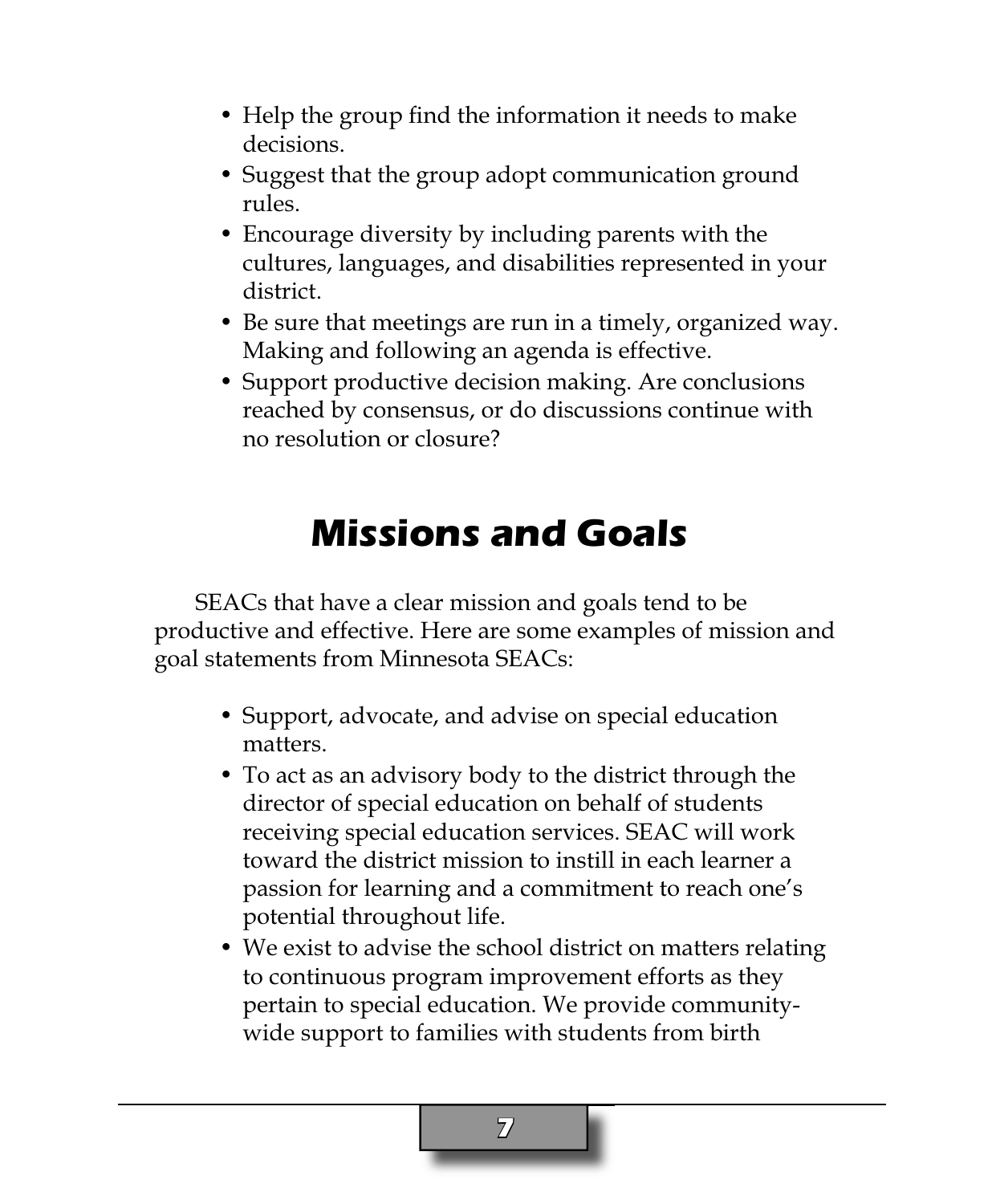- Help the group find the information it needs to make decisions.
- Suggest that the group adopt communication ground rules.
- Encourage diversity by including parents with the cultures, languages, and disabilities represented in your district.
- Be sure that meetings are run in a timely, organized way. Making and following an agenda is effective.
- Support productive decision making. Are conclusions reached by consensus, or do discussions continue with no resolution or closure?

## Missions and Goals

SEACs that have a clear mission and goals tend to be productive and effective. Here are some examples of mission and goal statements from Minnesota SEACs:

- Support, advocate, and advise on special education matters.
- To act as an advisory body to the district through the director of special education on behalf of students receiving special education services. SEAC will work toward the district mission to instill in each learner a passion for learning and a commitment to reach one's potential throughout life.
- We exist to advise the school district on matters relating to continuous program improvement efforts as they pertain to special education. We provide community-wide support to families with students from birth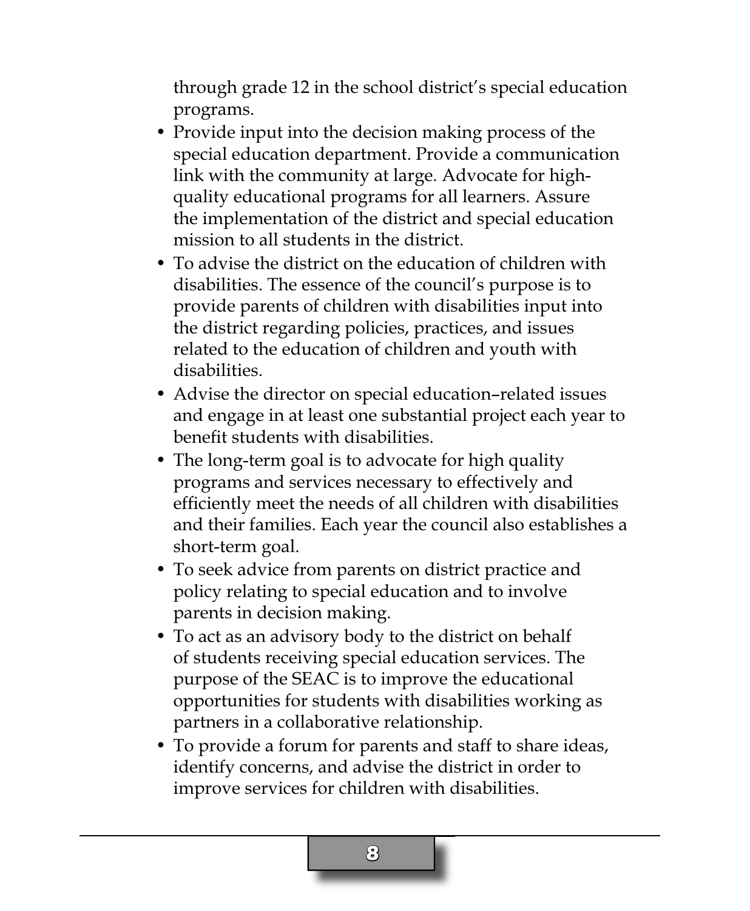through grade 12 in the school district's special education programs.

- Provide input into the decision making process of the special education department. Provide a communication link with the community at large. Advocate for high-quality educational programs for all learners. Assure the implementation of the district and special education mission to all students in the district.
- To advise the district on the education of children with disabilities. The essence of the council's purpose is to provide parents of children with disabilities input into the district regarding policies, practices, and issues related to the education of children and youth with disabilities.
- Advise the director on special education–related issues and engage in at least one substantial project each year to benefit students with disabilities.
- The long-term goal is to advocate for high quality programs and services necessary to effectively and efficiently meet the needs of all children with disabilities and their families. Each year the council also establishes a short-term goal.
- To seek advice from parents on district practice and policy relating to special education and to involve parents in decision making.
- To act as an advisory body to the district on behalf of students receiving special education services. The purpose of the SEAC is to improve the educational opportunities for students with disabilities working as partners in a collaborative relationship.
- To provide a forum for parents and staff to share ideas, identify concerns, and advise the district in order to improve services for children with disabilities.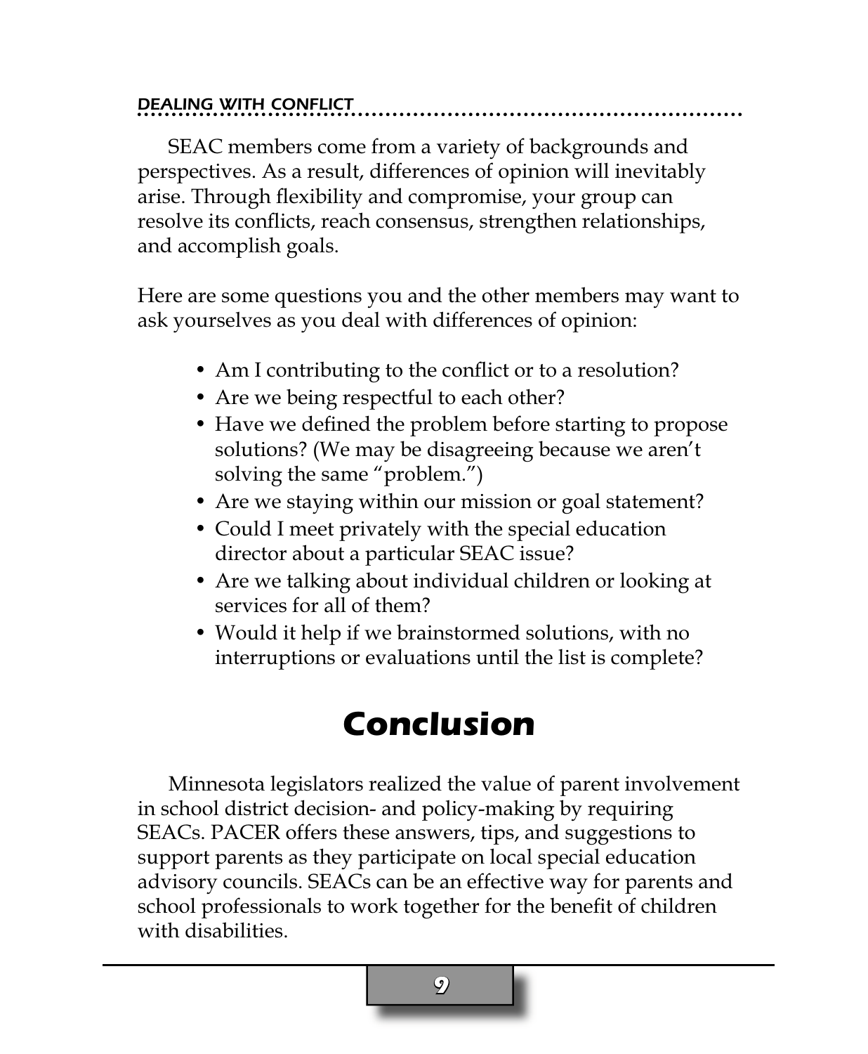### DEALING WITH CONFLICT

SEAC members come from a variety of backgrounds and perspectives. As a result, differences of opinion will inevitably arise. Through flexibility and compromise, your group can resolve its conflicts, reach consensus, strengthen relationships, and accomplish goals.

Here are some questions you and the other members may want to ask yourselves as you deal with differences of opinion:

- Am I contributing to the conflict or to a resolution?
- Are we being respectful to each other?
- Have we defined the problem before starting to propose solutions? (We may be disagreeing because we aren't solving the same "problem.")
- Are we staying within our mission or goal statement?
- Could I meet privately with the special education director about a particular SEAC issue?
- Are we talking about individual children or looking at services for all of them?
- Would it help if we brainstormed solutions, with no interruptions or evaluations until the list is complete?

# Conclusion

Minnesota legislators realized the value of parent involvement in school district decision- and policy-making by requiring SEACs. PACER offers these answers, tips, and suggestions to support parents as they participate on local special education advisory councils. SEACs can be an effective way for parents and school professionals to work together for the benefit of children with disabilities.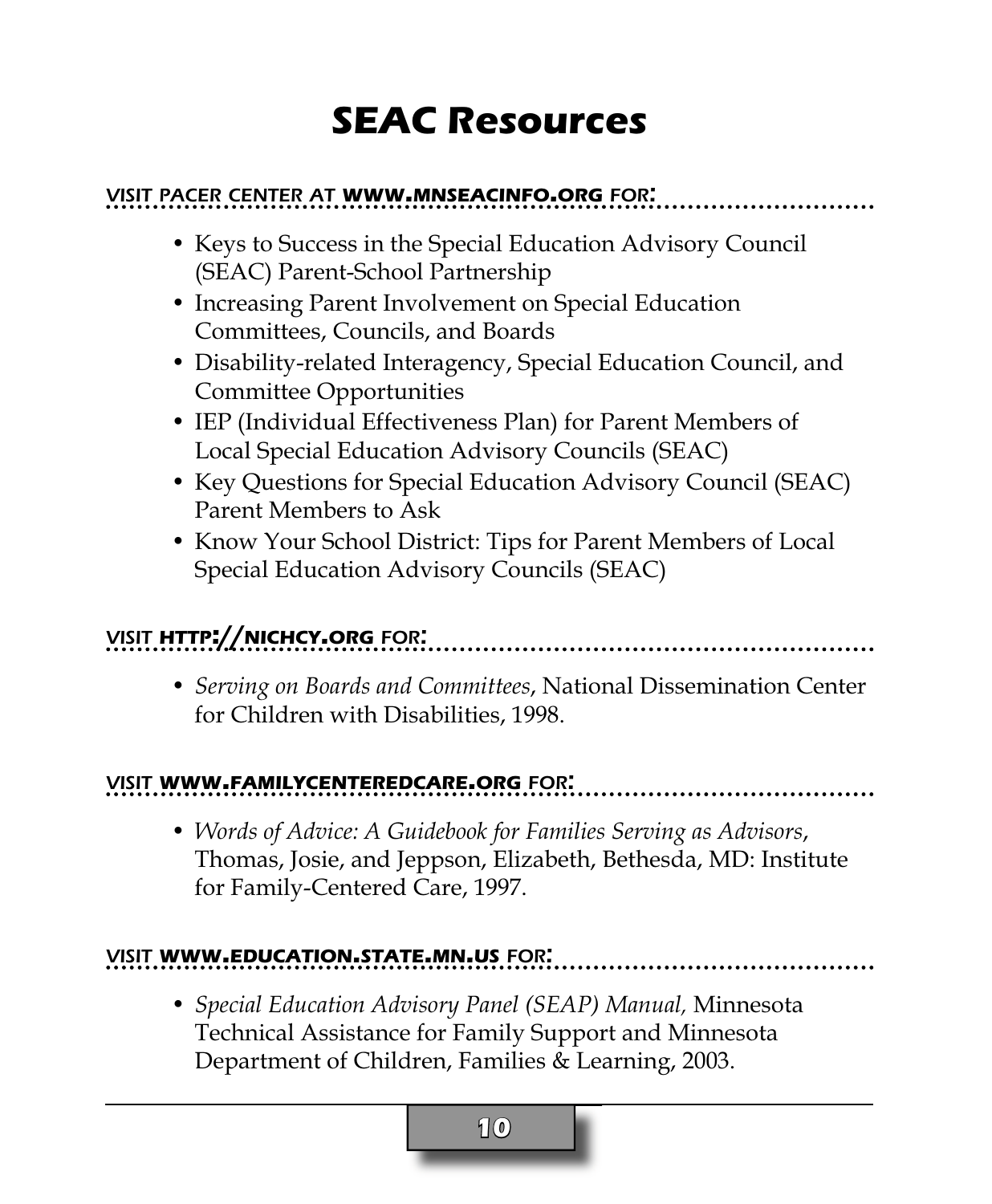# SEAC Resources

**VISIT PACER CENTER AT WWW.MNSEACINFO.ORG FOR:**

- Keys to Success in the Special Education Advisory Council (SEAC) Parent-School Partnership
- Increasing Parent Involvement on Special Education Committees, Councils, and Boards
- Disability-related Interagency, Special Education Council, and Committee Opportunities
- IEP (Individual Effectiveness Plan) for Parent Members of Local Special Education Advisory Councils (SEAC)
- Key Questions for Special Education Advisory Council (SEAC) Parent Members to Ask
- Know Your School District: Tips for Parent Members of Local Special Education Advisory Councils (SEAC)

**VISIT HTTP://NICHCY.ORG FOR:**

- *Serving on Boards and Committees*, National Dissemination Center for Children with Disabilities, 1998.

**VISIT WWW.FAMILYCENTEREDCARE.ORG FOR:**

- *Words of Advice: A Guidebook for Families Serving as Advisors*, Thomas, Josie, and Jeppson, Elizabeth, Bethesda, MD: Institute for Family-Centered Care, 1997.

**VISIT WWW.EDUCATION.STATE.MN.US FOR:**

- *Special Education Advisory Panel (SEAP) Manual,* Minnesota Technical Assistance for Family Support and Minnesota Department of Children, Families & Learning, 2003.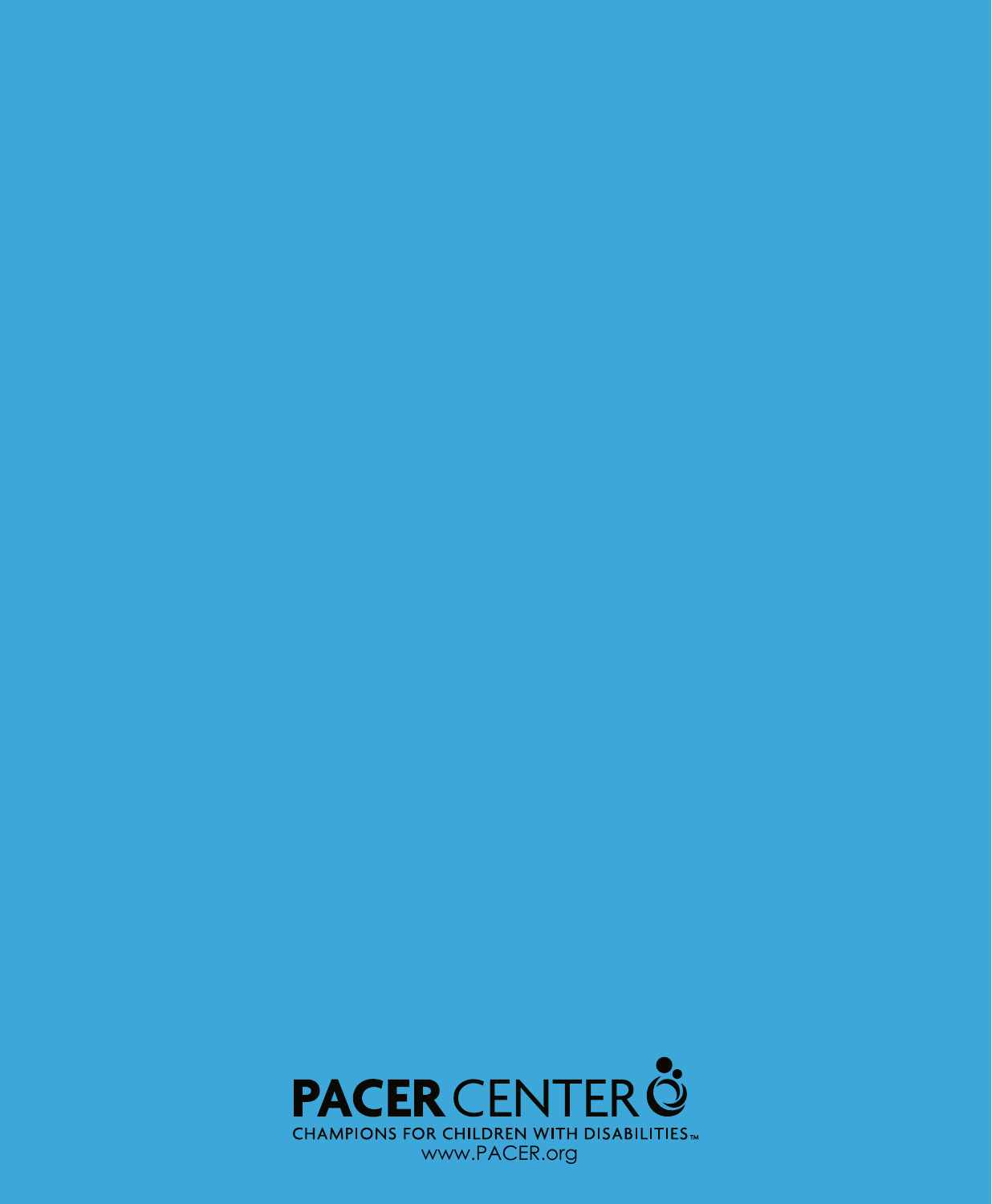PACER CENTER

CHAMPIONS FOR CHILDREN WITH DISABILITIES™

www.PACER.org